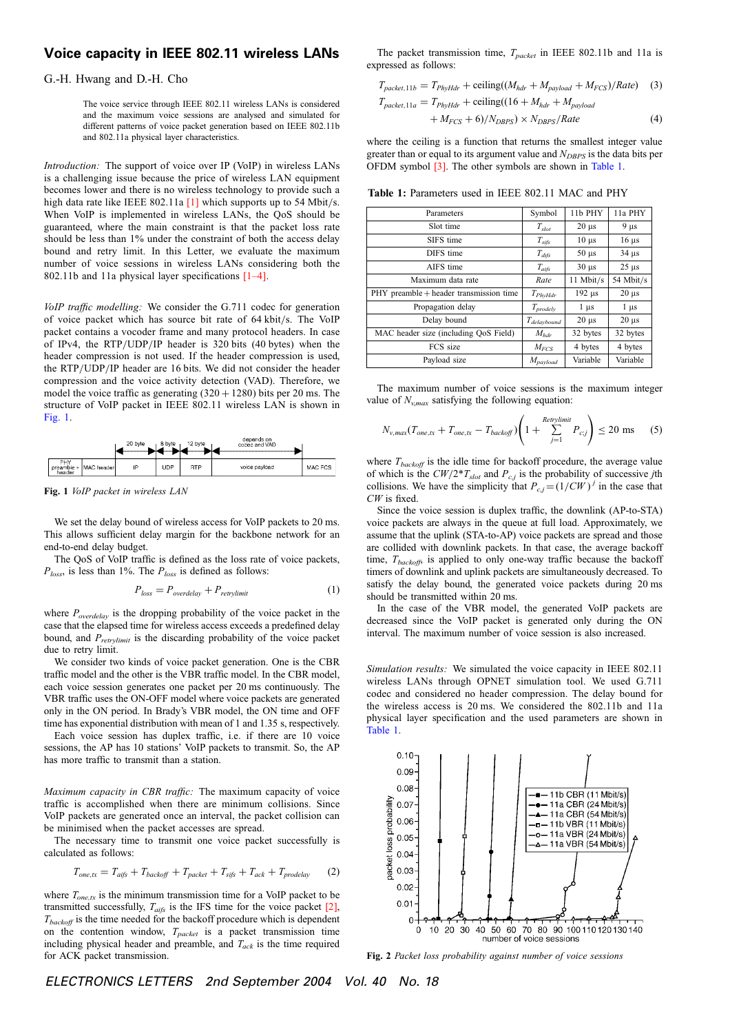## Voice capacity in IEEE 802.11 wireless LANs

G.-H. Hwang and D.-H. Cho

The voice service through IEEE 802.11 wireless LANs is considered and the maximum voice sessions are analysed and simulated for different patterns of voice packet generation based on IEEE 802.11b and 802.11a physical layer characteristics.

*Introduction:* The support of voice over IP (VoIP) in wireless LANs is a challenging issue because the price of wireless LAN equipment becomes lower and there is no wireless technology to provide such a high data rate like IEEE 802.11a [1] which supports up to 54 Mbit/s. When VoIP is implemented in wireless LANs, the QoS should be guaranteed, where the main constraint is that the packet loss rate should be less than 1% under the constraint of both the access delay bound and retry limit. In this Letter, we evaluate the maximum number of voice sessions in wireless LANs considering both the 802.11b and 11a physical layer specifications [1–4].

*VoIP traffic modelling:* We consider the G.711 codec for generation of voice packet which has source bit rate of 64 kbit/s. The VoIP packet contains a vocoder frame and many protocol headers. In case of IPv4, the RTP/UDP/IP header is 320 bits (40 bytes) when the header compression is not used. If the header compression is used, the RTP/UDP/IP header are 16 bits. We did not consider the header compression and the voice activity detection (VAD). Therefore, we model the voice traffic as generating (320 + 1280) bits per 20 ms. The structure of VoIP packet in IEEE 802.11 wireless LAN is shown in Fig. 1.

| PHY preamble + header | MAC header | IP (20 byte) | UDP (8 byte) | RTP (12 byte) | voice payload (depends on codec and VAD) | MAC FCS |
|---|---|---|---|---|---|---|

**Fig. 1** *VoIP packet in wireless LAN*

We set the delay bound of wireless access for VoIP packets to 20 ms. This allows sufficient delay margin for the backbone network for an end-to-end delay budget.

The QoS of VoIP traffic is defined as the loss rate of voice packets, $P_{loss}$, is less than 1%. The $P_{loss}$ is defined as follows:

$$P_{loss} = P_{overdelay} + P_{retrylimit} \tag{1}$$

where $P_{overdelay}$ is the dropping probability of the voice packet in the case that the elapsed time for wireless access exceeds a predefined delay bound, and $P_{retrylimit}$ is the discarding probability of the voice packet due to retry limit.

We consider two kinds of voice packet generation. One is the CBR traffic model and the other is the VBR traffic model. In the CBR model, each voice session generates one packet per 20 ms continuously. The VBR traffic uses the ON-OFF model where voice packets are generated only in the ON period. In Brady's VBR model, the ON time and OFF time has exponential distribution with mean of 1 and 1.35 s, respectively.

Each voice session has duplex traffic, i.e. if there are 10 voice sessions, the AP has 10 stations' VoIP packets to transmit. So, the AP has more traffic to transmit than a station.

*Maximum capacity in CBR traffic:* The maximum capacity of voice traffic is accomplished when there are minimum collisions. Since VoIP packets are generated once an interval, the packet collision can be minimised when the packet accesses are spread.

The necessary time to transmit one voice packet successfully is calculated as follows:

$$T_{one,tx} = T_{aifs} + T_{backoff} + T_{packet} + T_{sifs} + T_{ack} + T_{prodelay} \tag{2}$$

where $T_{one,tx}$ is the minimum transmission time for a VoIP packet to be transmitted successfully, $T_{aifs}$ is the IFS time for the voice packet [2], $T_{backoff}$ is the time needed for the backoff procedure which is dependent on the contention window, $T_{packet}$ is a packet transmission time including physical header and preamble, and $T_{ack}$ is the time required for ACK packet transmission.

The packet transmission time, $T_{packet}$ in IEEE 802.11b and 11a is expressed as follows:

$$T_{packet,11b} = T_{PhyHdr} + \text{ceiling}((M_{hdr} + M_{payload} + M_{FCS})/Rate) \tag{3}$$

$$T_{packet,11a} = T_{PhyHdr} + \text{ceiling}((16 + M_{hdr} + M_{payload} + M_{FCS} + 6)/N_{DBPS}) \times N_{DBPS}/Rate \tag{4}$$

where the ceiling is a function that returns the smallest integer value greater than or equal to its argument value and $N_{DBPS}$ is the data bits per OFDM symbol [3]. The other symbols are shown in Table 1.

**Table 1:** Parameters used in IEEE 802.11 MAC and PHY

| Parameters | Symbol | 11b PHY | 11a PHY |
|---|---|---|---|
| Slot time | $T_{slot}$ | 20 µs | 9 µs |
| SIFS time | $T_{sifs}$ | 10 µs | 16 µs |
| DIFS time | $T_{difs}$ | 50 µs | 34 µs |
| AIFS time | $T_{aifs}$ | 30 µs | 25 µs |
| Maximum data rate | $Rate$ | 11 Mbit/s | 54 Mbit/s |
| PHY preamble + header transmission time | $T_{PhyHdr}$ | 192 µs | 20 µs |
| Propagation delay | $T_{prodely}$ | 1 µs | 1 µs |
| Delay bound | $T_{delaybound}$ | 20 µs | 20 µs |
| MAC header size (including QoS Field) | $M_{hdr}$ | 32 bytes | 32 bytes |
| FCS size | $M_{FCS}$ | 4 bytes | 4 bytes |
| Payload size | $M_{payload}$ | Variable | Variable |

The maximum number of voice sessions is the maximum integer value of $N_{v,max}$ satisfying the following equation:

$$N_{v,max}(T_{one,tx} + T_{one,tx} - T_{backoff})\left(1 + \sum_{j=1}^{Retrylimit} P_{c,j}\right) \le 20 \text{ ms} \tag{5}$$

where $T_{backoff}$ is the idle time for backoff procedure, the average value of which is the $CW/2{*}T_{slot}$ and $P_{c,j}$ is the probability of successive $j$th collisions. We have the simplicity that $P_{c,j} = (1/CW)^j$ in the case that $CW$ is fixed.

Since the voice session is duplex traffic, the downlink (AP-to-STA) voice packets are always in the queue at full load. Approximately, we assume that the uplink (STA-to-AP) voice packets are spread and those are collided with downlink packets. In that case, the average backoff time, $T_{backoff}$, is applied to only one-way traffic because the backoff timers of downlink and uplink packets are simultaneously decreased. To satisfy the delay bound, the generated voice packets during 20 ms should be transmitted within 20 ms.

In the case of the VBR model, the generated VoIP packets are decreased since the VoIP packet is generated only during the ON interval. The maximum number of voice session is also increased.

*Simulation results:* We simulated the voice capacity in IEEE 802.11 wireless LANs through OPNET simulation tool. We used G.711 codec and considered no header compression. The delay bound for the wireless access is 20 ms. We considered the 802.11b and 11a physical layer specification and the used parameters are shown in Table 1.

**Fig. 2** *Packet loss probability against number of voice sessions*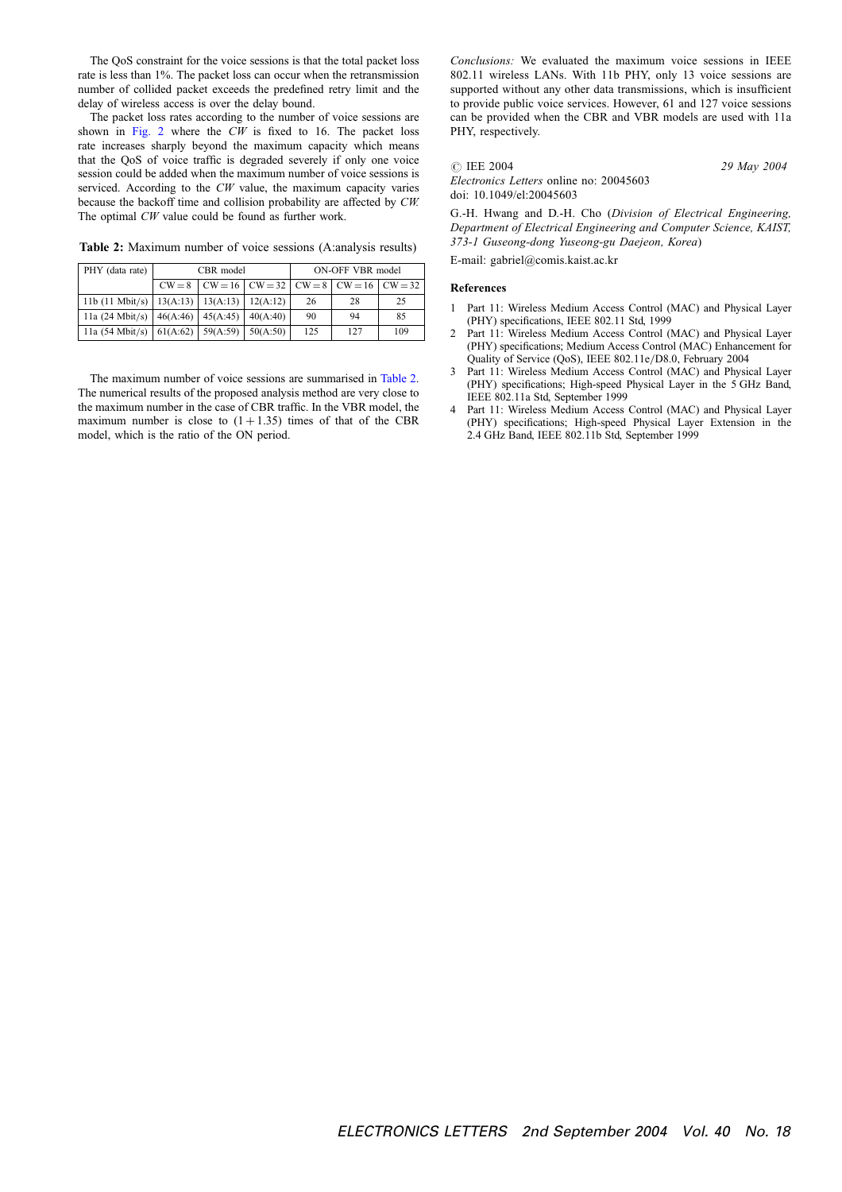The QoS constraint for the voice sessions is that the total packet loss rate is less than 1%. The packet loss can occur when the retransmission number of collided packet exceeds the predefined retry limit and the delay of wireless access is over the delay bound.

The packet loss rates according to the number of voice sessions are shown in Fig. 2 where the *CW* is fixed to 16. The packet loss rate increases sharply beyond the maximum capacity which means that the QoS of voice traffic is degraded severely if only one voice session could be added when the maximum number of voice sessions is serviced. According to the *CW* value, the maximum capacity varies because the backoff time and collision probability are affected by *CW*. The optimal *CW* value could be found as further work.

**Table 2:** Maximum number of voice sessions (A:analysis results)

| PHY (data rate) | CBR model | | | ON-OFF VBR model | | |
|---|---|---|---|---|---|---|
| | CW = 8 | CW = 16 | CW = 32 | CW = 8 | CW = 16 | CW = 32 |
| 11b (11 Mbit/s) | 13(A:13) | 13(A:13) | 12(A:12) | 26 | 28 | 25 |
| 11a (24 Mbit/s) | 46(A:46) | 45(A:45) | 40(A:40) | 90 | 94 | 85 |
| 11a (54 Mbit/s) | 61(A:62) | 59(A:59) | 50(A:50) | 125 | 127 | 109 |

The maximum number of voice sessions are summarised in Table 2. The numerical results of the proposed analysis method are very close to the maximum number in the case of CBR traffic. In the VBR model, the maximum number is close to $(1 + 1.35)$ times of that of the CBR model, which is the ratio of the ON period.

*Conclusions:* We evaluated the maximum voice sessions in IEEE 802.11 wireless LANs. With 11b PHY, only 13 voice sessions are supported without any other data transmissions, which is insufficient to provide public voice services. However, 61 and 127 voice sessions can be provided when the CBR and VBR models are used with 11a PHY, respectively.

© IEE 2004 *29 May 2004*

*Electronics Letters* online no: 20045603

doi: 10.1049/el:20045603

G.-H. Hwang and D.-H. Cho (*Division of Electrical Engineering, Department of Electrical Engineering and Computer Science, KAIST, 373-1 Guseong-dong Yuseong-gu Daejeon, Korea*)

E-mail: gabriel@comis.kaist.ac.kr

## References

1. Part 11: Wireless Medium Access Control (MAC) and Physical Layer (PHY) specifications, IEEE 802.11 Std, 1999
2. Part 11: Wireless Medium Access Control (MAC) and Physical Layer (PHY) specifications; Medium Access Control (MAC) Enhancement for Quality of Service (QoS), IEEE 802.11e/D8.0, February 2004
3. Part 11: Wireless Medium Access Control (MAC) and Physical Layer (PHY) specifications; High-speed Physical Layer in the 5 GHz Band, IEEE 802.11a Std, September 1999
4. Part 11: Wireless Medium Access Control (MAC) and Physical Layer (PHY) specifications; High-speed Physical Layer Extension in the 2.4 GHz Band, IEEE 802.11b Std, September 1999